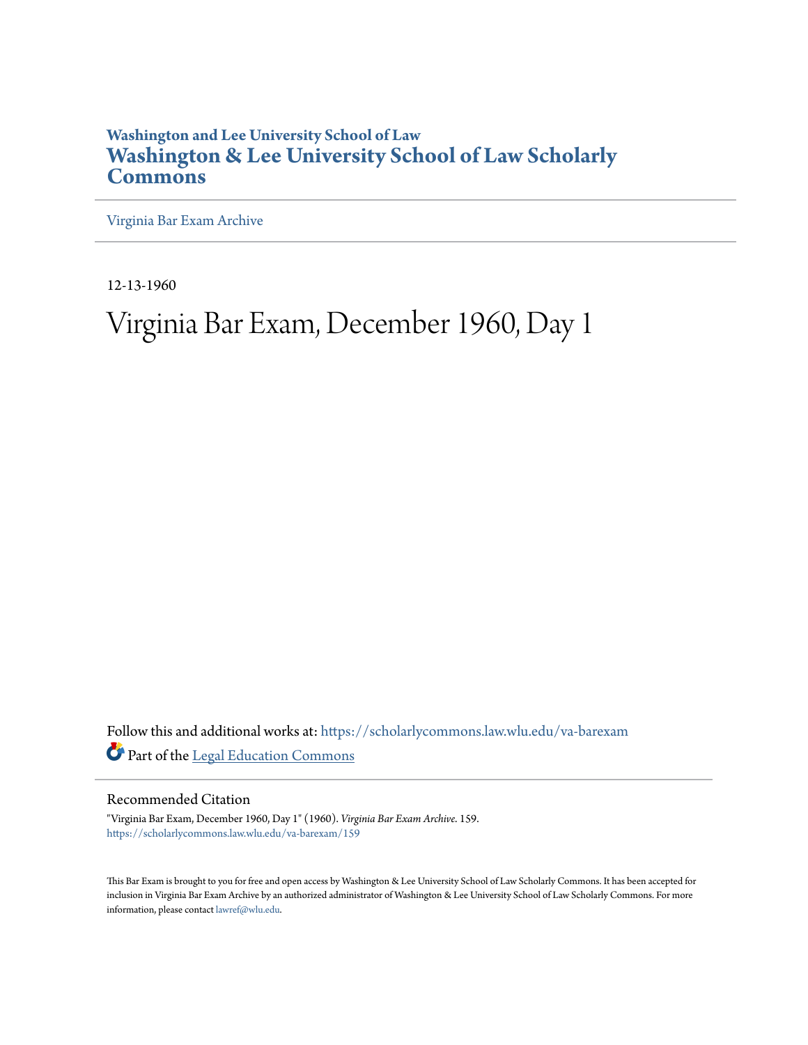Washington and Lee University School of Law

# Washington & Lee University School of Law Scholarly Commons

Virginia Bar Exam Archive

12-13-1960

# Virginia Bar Exam, December 1960, Day 1

Follow this and additional works at: https://scholarlycommons.law.wlu.edu/va-barexam

Part of the Legal Education Commons

## Recommended Citation

"Virginia Bar Exam, December 1960, Day 1" (1960). *Virginia Bar Exam Archive*. 159.
https://scholarlycommons.law.wlu.edu/va-barexam/159

This Bar Exam is brought to you for free and open access by Washington & Lee University School of Law Scholarly Commons. It has been accepted for inclusion in Virginia Bar Exam Archive by an authorized administrator of Washington & Lee University School of Law Scholarly Commons. For more information, please contact lawref@wlu.edu.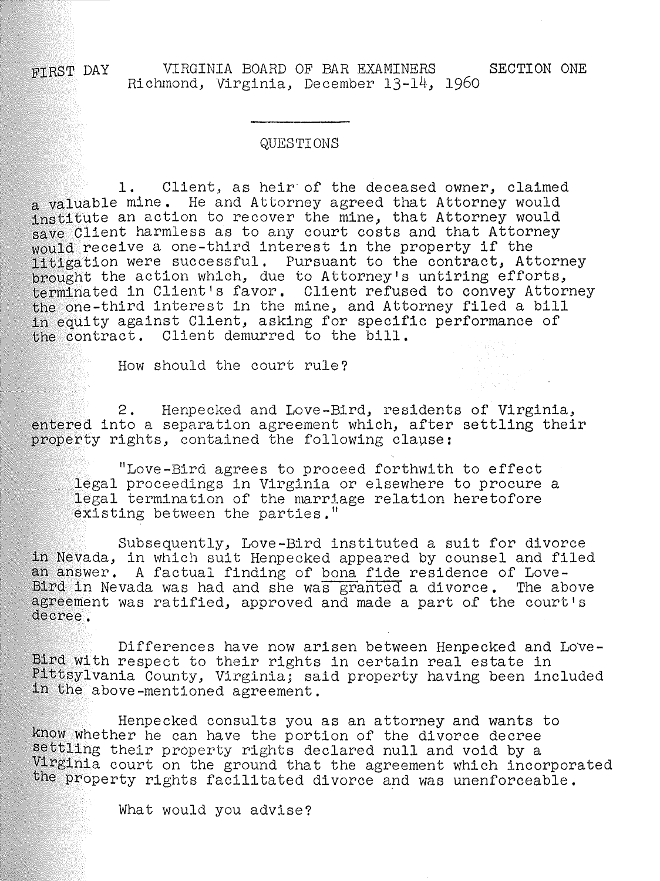FIRST DAY VIRGINIA BOARD OF BAR EXAMINERS SECTION ONE
Richmond, Virginia, December 13-14, 1960

---

QUESTIONS

1. Client, as heir of the deceased owner, claimed a valuable mine. He and Attorney agreed that Attorney would institute an action to recover the mine, that Attorney would save Client harmless as to any court costs and that Attorney would receive a one-third interest in the property if the litigation were successful. Pursuant to the contract, Attorney brought the action which, due to Attorney's untiring efforts, terminated in Client's favor. Client refused to convey Attorney the one-third interest in the mine, and Attorney filed a bill in equity against Client, asking for specific performance of the contract. Client demurred to the bill.

How should the court rule?

2. Henpecked and Love-Bird, residents of Virginia, entered into a separation agreement which, after settling their property rights, contained the following clause:

> "Love-Bird agrees to proceed forthwith to effect legal proceedings in Virginia or elsewhere to procure a legal termination of the marriage relation heretofore existing between the parties."

Subsequently, Love-Bird instituted a suit for divorce in Nevada, in which suit Henpecked appeared by counsel and filed an answer. A factual finding of bona fide residence of Love-Bird in Nevada was had and she was granted a divorce. The above agreement was ratified, approved and made a part of the court's decree.

Differences have now arisen between Henpecked and Love-Bird with respect to their rights in certain real estate in Pittsylvania County, Virginia; said property having been included in the above-mentioned agreement.

Henpecked consults you as an attorney and wants to know whether he can have the portion of the divorce decree settling their property rights declared null and void by a Virginia court on the ground that the agreement which incorporated the property rights facilitated divorce and was unenforceable.

What would you advise?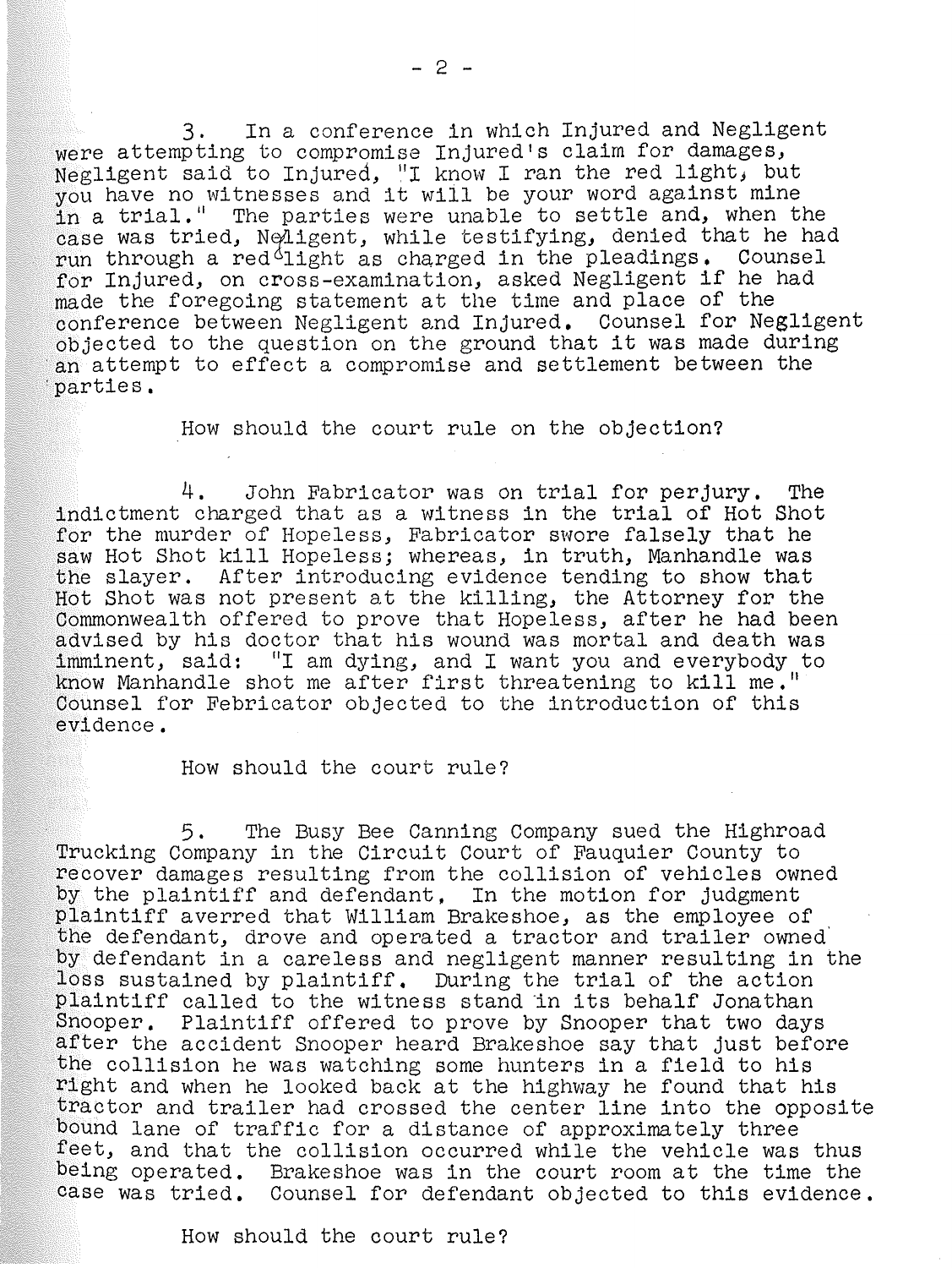3. In a conference in which Injured and Negligent were attempting to compromise Injured's claim for damages, Negligent said to Injured, "I know I ran the red light, but you have no witnesses and it will be your word against mine in a trial." The parties were unable to settle and, when the case was tried, Negligent, while testifying, denied that he had run through a red light as charged in the pleadings. Counsel for Injured, on cross-examination, asked Negligent if he had made the foregoing statement at the time and place of the conference between Negligent and Injured. Counsel for Negligent objected to the question on the ground that it was made during an attempt to effect a compromise and settlement between the parties.

How should the court rule on the objection?

4. John Fabricator was on trial for perjury. The indictment charged that as a witness in the trial of Hot Shot for the murder of Hopeless, Fabricator swore falsely that he saw Hot Shot kill Hopeless; whereas, in truth, Manhandle was the slayer. After introducing evidence tending to show that Hot Shot was not present at the killing, the Attorney for the Commonwealth offered to prove that Hopeless, after he had been advised by his doctor that his wound was mortal and death was imminent, said: "I am dying, and I want you and everybody to know Manhandle shot me after first threatening to kill me." Counsel for Febricator objected to the introduction of this evidence.

How should the court rule?

5. The Busy Bee Canning Company sued the Highroad Trucking Company in the Circuit Court of Fauquier County to recover damages resulting from the collision of vehicles owned by the plaintiff and defendant. In the motion for judgment plaintiff averred that William Brakeshoe, as the employee of the defendant, drove and operated a tractor and trailer owned by defendant in a careless and negligent manner resulting in the loss sustained by plaintiff. During the trial of the action plaintiff called to the witness stand in its behalf Jonathan Snooper. Plaintiff offered to prove by Snooper that two days after the accident Snooper heard Brakeshoe say that just before the collision he was watching some hunters in a field to his right and when he looked back at the highway he found that his tractor and trailer had crossed the center line into the opposite bound lane of traffic for a distance of approximately three feet, and that the collision occurred while the vehicle was thus being operated. Brakeshoe was in the court room at the time the case was tried. Counsel for defendant objected to this evidence.

How should the court rule?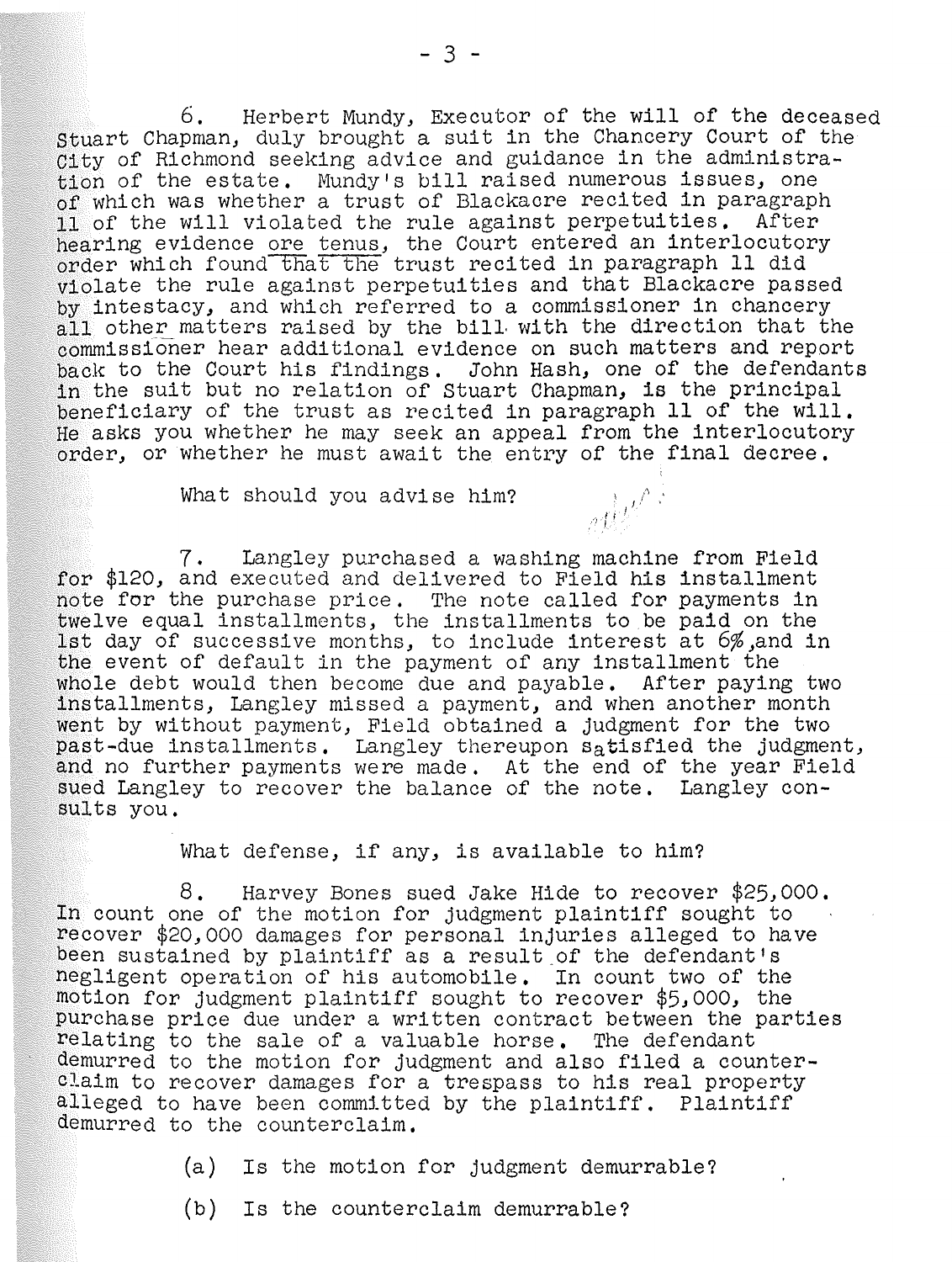6. Herbert Mundy, Executor of the will of the deceased Stuart Chapman, duly brought a suit in the Chancery Court of the City of Richmond seeking advice and guidance in the administration of the estate. Mundy's bill raised numerous issues, one of which was whether a trust of Blackacre recited in paragraph 11 of the will violated the rule against perpetuities. After hearing evidence ore tenus, the Court entered an interlocutory order which found that the trust recited in paragraph 11 did violate the rule against perpetuities and that Blackacre passed by intestacy, and which referred to a commissioner in chancery all other matters raised by the bill with the direction that the commissioner hear additional evidence on such matters and report back to the Court his findings. John Hash, one of the defendants in the suit but no relation of Stuart Chapman, is the principal beneficiary of the trust as recited in paragraph 11 of the will. He asks you whether he may seek an appeal from the interlocutory order, or whether he must await the entry of the final decree.

What should you advise him?

7. Langley purchased a washing machine from Field for \$120, and executed and delivered to Field his installment note for the purchase price. The note called for payments in twelve equal installments, the installments to be paid on the 1st day of successive months, to include interest at 6%,and in the event of default in the payment of any installment the whole debt would then become due and payable. After paying two installments, Langley missed a payment, and when another month went by without payment, Field obtained a judgment for the two past-due installments. Langley thereupon satisfied the judgment, and no further payments were made. At the end of the year Field sued Langley to recover the balance of the note. Langley consults you.

What defense, if any, is available to him?

8. Harvey Bones sued Jake Hide to recover \$25,000. In count one of the motion for judgment plaintiff sought to recover \$20,000 damages for personal injuries alleged to have been sustained by plaintiff as a result of the defendant's negligent operation of his automobile. In count two of the motion for judgment plaintiff sought to recover \$5,000, the purchase price due under a written contract between the parties relating to the sale of a valuable horse. The defendant demurred to the motion for judgment and also filed a counterclaim to recover damages for a trespass to his real property alleged to have been committed by the plaintiff. Plaintiff demurred to the counterclaim.

(a) Is the motion for judgment demurrable?

(b) Is the counterclaim demurrable?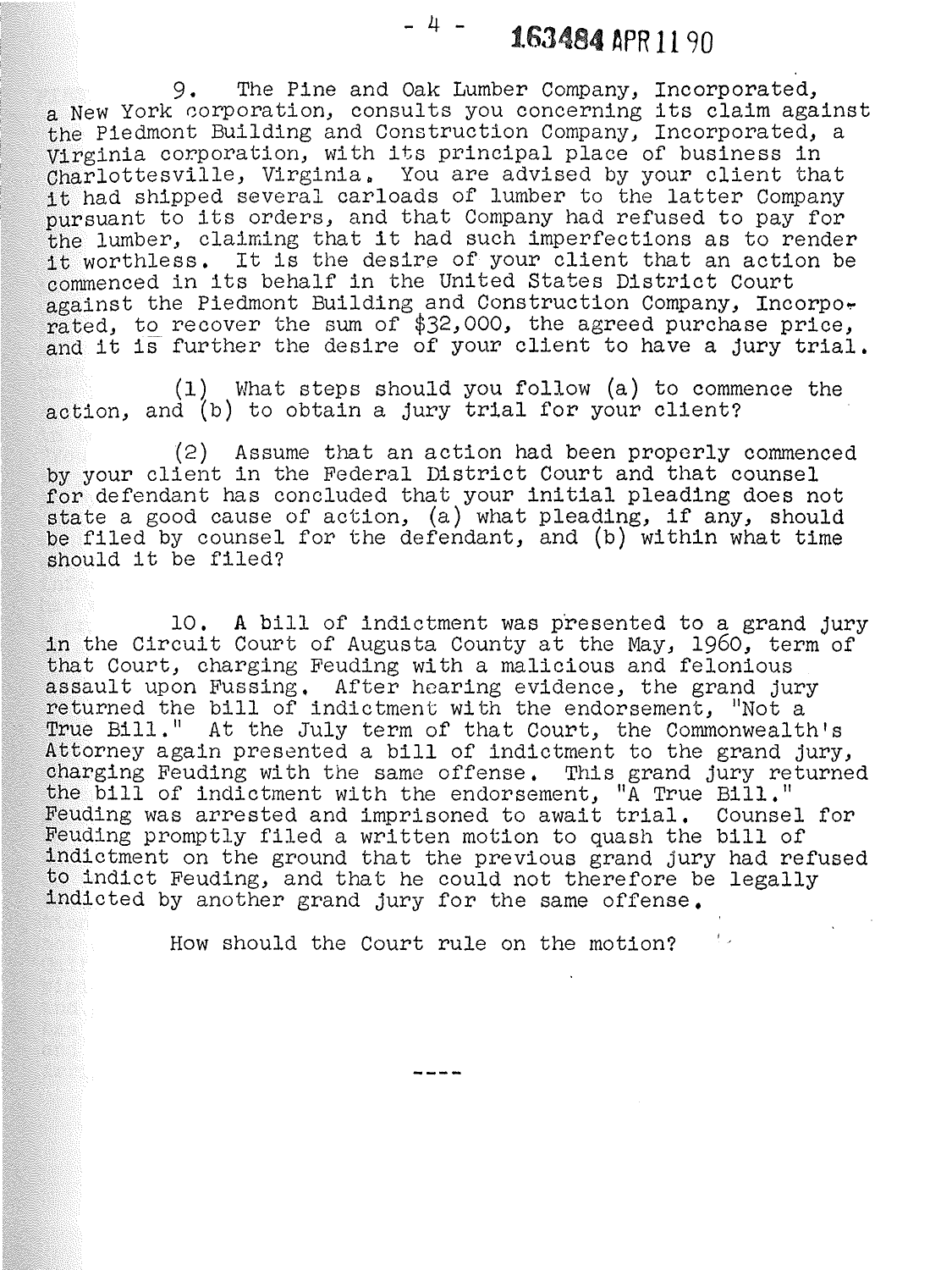9. The Pine and Oak Lumber Company, Incorporated, a New York corporation, consults you concerning its claim against the Piedmont Building and Construction Company, Incorporated, a Virginia corporation, with its principal place of business in Charlottesville, Virginia. You are advised by your client that it had shipped several carloads of lumber to the latter Company pursuant to its orders, and that Company had refused to pay for the lumber, claiming that it had such imperfections as to render it worthless. It is the desire of your client that an action be commenced in its behalf in the United States District Court against the Piedmont Building and Construction Company, Incorporated, to recover the sum of $32,000, the agreed purchase price, and it is further the desire of your client to have a jury trial.

(1) What steps should you follow (a) to commence the action, and (b) to obtain a jury trial for your client?

(2) Assume that an action had been properly commenced by your client in the Federal District Court and that counsel for defendant has concluded that your initial pleading does not state a good cause of action, (a) what pleading, if any, should be filed by counsel for the defendant, and (b) within what time should it be filed?

10. A bill of indictment was presented to a grand jury in the Circuit Court of Augusta County at the May, 1960, term of that Court, charging Feuding with a malicious and felonious assault upon Fussing. After hearing evidence, the grand jury returned the bill of indictment with the endorsement, "Not a True Bill." At the July term of that Court, the Commonwealth's Attorney again presented a bill of indictment to the grand jury, charging Feuding with the same offense. This grand jury returned the bill of indictment with the endorsement, "A True Bill." Feuding was arrested and imprisoned to await trial. Counsel for Feuding promptly filed a written motion to quash the bill of indictment on the ground that the previous grand jury had refused to indict Feuding, and that he could not therefore be legally indicted by another grand jury for the same offense.

How should the Court rule on the motion?

----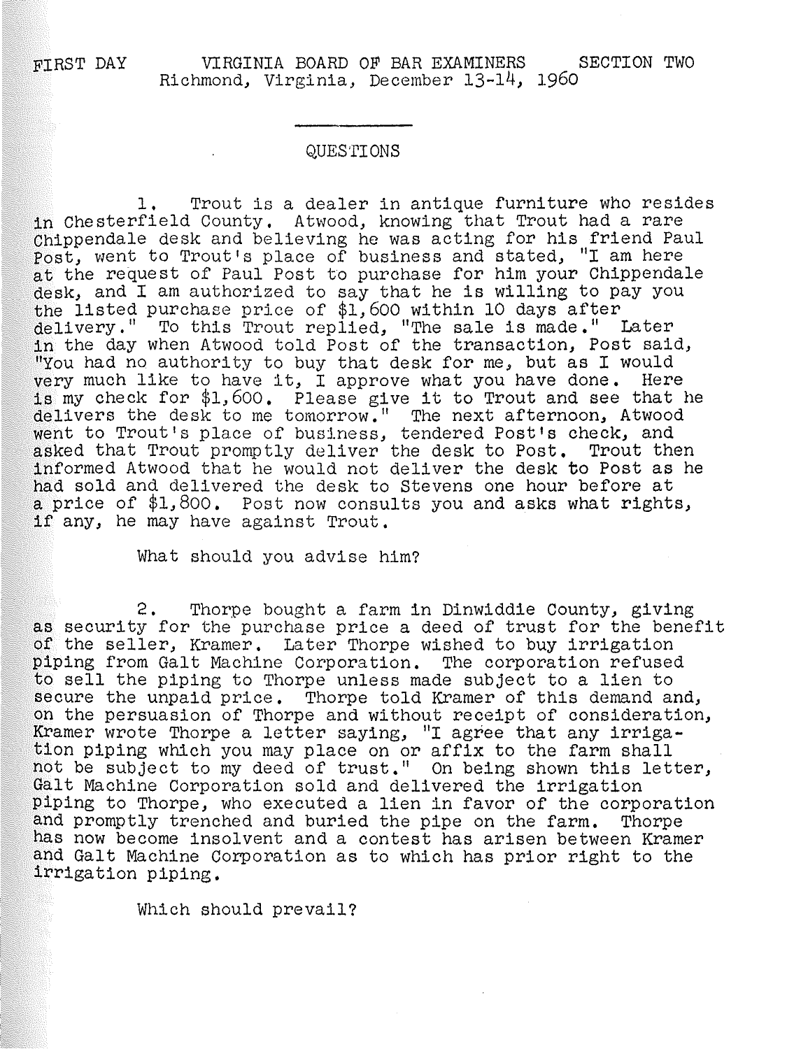FIRST DAY VIRGINIA BOARD OF BAR EXAMINERS SECTION TWO
Richmond, Virginia, December 13-14, 1960

---

QUESTIONS

1. Trout is a dealer in antique furniture who resides in Chesterfield County. Atwood, knowing that Trout had a rare Chippendale desk and believing he was acting for his friend Paul Post, went to Trout's place of business and stated, "I am here at the request of Paul Post to purchase for him your Chippendale desk, and I am authorized to say that he is willing to pay you the listed purchase price of $1,600 within 10 days after delivery." To this Trout replied, "The sale is made." Later in the day when Atwood told Post of the transaction, Post said, "You had no authority to buy that desk for me, but as I would very much like to have it, I approve what you have done. Here is my check for $1,600. Please give it to Trout and see that he delivers the desk to me tomorrow." The next afternoon, Atwood went to Trout's place of business, tendered Post's check, and asked that Trout promptly deliver the desk to Post. Trout then informed Atwood that he would not deliver the desk to Post as he had sold and delivered the desk to Stevens one hour before at a price of $1,800. Post now consults you and asks what rights, if any, he may have against Trout.

What should you advise him?

2. Thorpe bought a farm in Dinwiddie County, giving as security for the purchase price a deed of trust for the benefit of the seller, Kramer. Later Thorpe wished to buy irrigation piping from Galt Machine Corporation. The corporation refused to sell the piping to Thorpe unless made subject to a lien to secure the unpaid price. Thorpe told Kramer of this demand and, on the persuasion of Thorpe and without receipt of consideration, Kramer wrote Thorpe a letter saying, "I agree that any irrigation piping which you may place on or affix to the farm shall not be subject to my deed of trust." On being shown this letter, Galt Machine Corporation sold and delivered the irrigation piping to Thorpe, who executed a lien in favor of the corporation and promptly trenched and buried the pipe on the farm. Thorpe has now become insolvent and a contest has arisen between Kramer and Galt Machine Corporation as to which has prior right to the irrigation piping.

Which should prevail?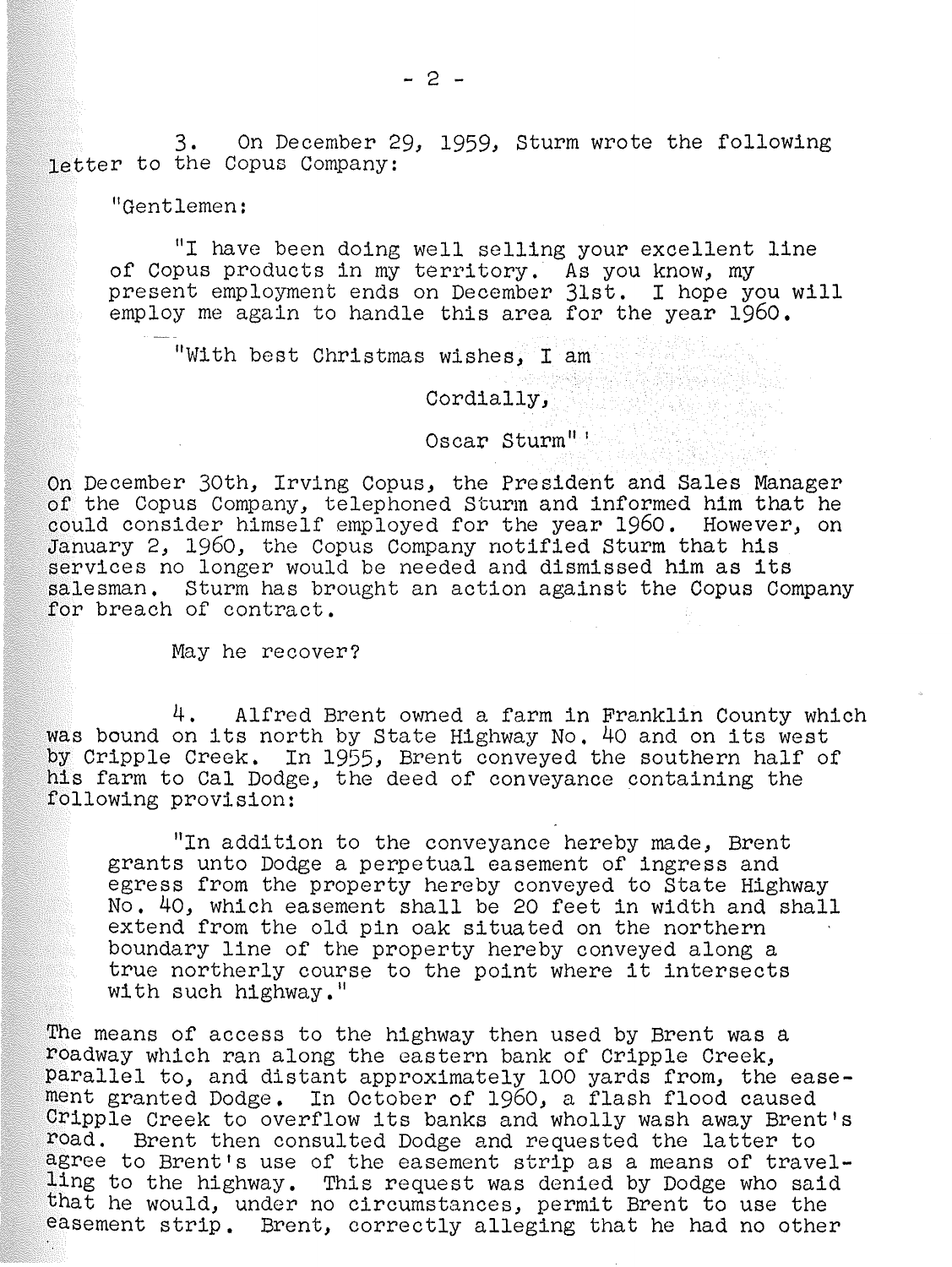3. On December 29, 1959, Sturm wrote the following letter to the Copus Company:

"Gentlemen:

"I have been doing well selling your excellent line of Copus products in my territory. As you know, my present employment ends on December 31st. I hope you will employ me again to handle this area for the year 1960.

"With best Christmas wishes, I am

Cordially,

Oscar Sturm"

On December 30th, Irving Copus, the President and Sales Manager of the Copus Company, telephoned Sturm and informed him that he could consider himself employed for the year 1960. However, on January 2, 1960, the Copus Company notified Sturm that his services no longer would be needed and dismissed him as its salesman. Sturm has brought an action against the Copus Company for breach of contract.

May he recover?

4. Alfred Brent owned a farm in Franklin County which was bound on its north by State Highway No. 40 and on its west by Cripple Creek. In 1955, Brent conveyed the southern half of his farm to Cal Dodge, the deed of conveyance containing the following provision:

> "In addition to the conveyance hereby made, Brent grants unto Dodge a perpetual easement of ingress and egress from the property hereby conveyed to State Highway No. 40, which easement shall be 20 feet in width and shall extend from the old pin oak situated on the northern boundary line of the property hereby conveyed along a true northerly course to the point where it intersects with such highway."

The means of access to the highway then used by Brent was a roadway which ran along the eastern bank of Cripple Creek, parallel to, and distant approximately 100 yards from, the easement granted Dodge. In October of 1960, a flash flood caused Cripple Creek to overflow its banks and wholly wash away Brent's road. Brent then consulted Dodge and requested the latter to agree to Brent's use of the easement strip as a means of travelling to the highway. This request was denied by Dodge who said that he would, under no circumstances, permit Brent to use the easement strip. Brent, correctly alleging that he had no other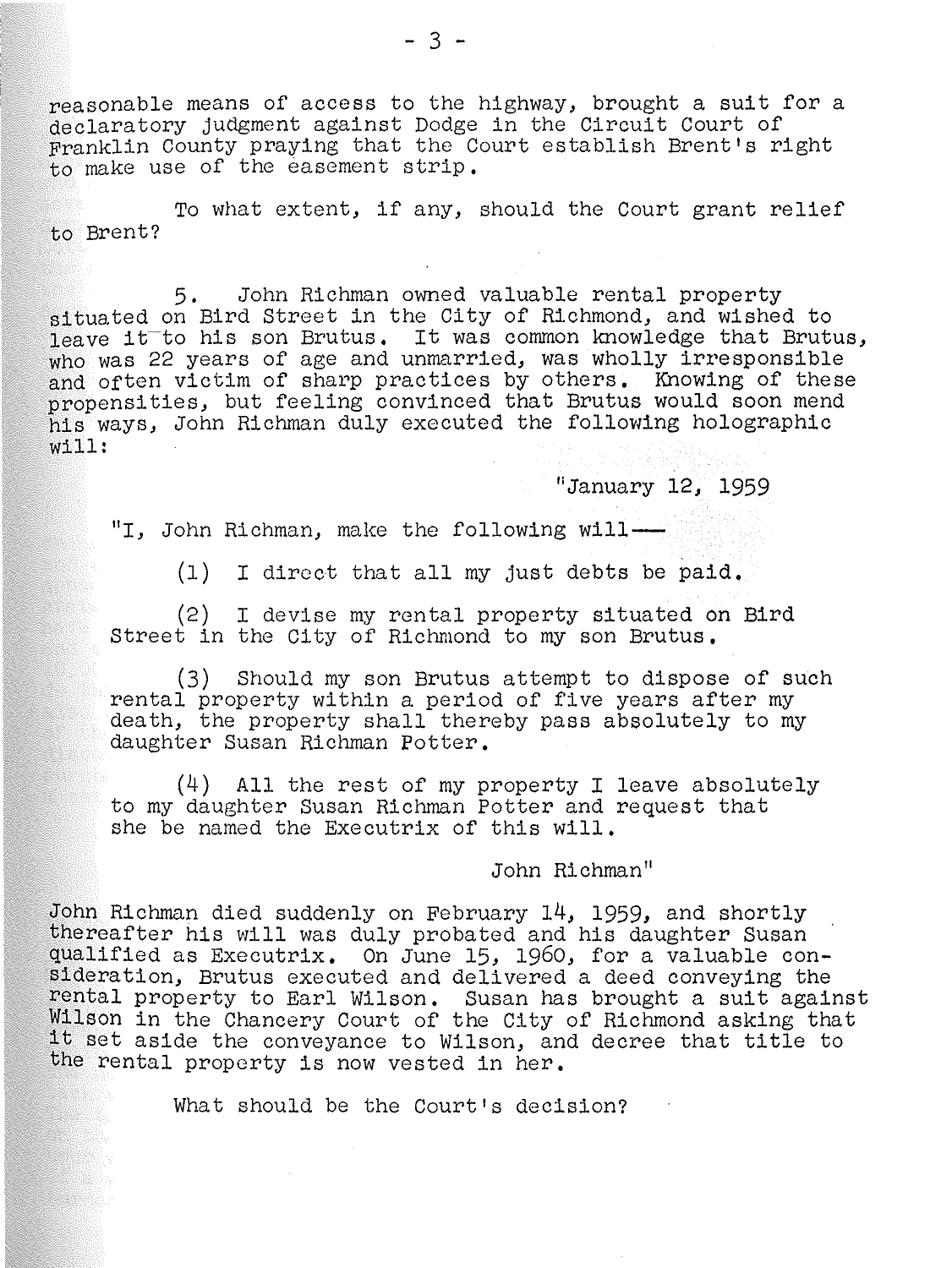reasonable means of access to the highway, brought a suit for a declaratory judgment against Dodge in the Circuit Court of Franklin County praying that the Court establish Brent's right to make use of the easement strip.

To what extent, if any, should the Court grant relief to Brent?

5. John Richman owned valuable rental property situated on Bird Street in the City of Richmond, and wished to leave it to his son Brutus. It was common knowledge that Brutus, who was 22 years of age and unmarried, was wholly irresponsible and often victim of sharp practices by others. Knowing of these propensities, but feeling convinced that Brutus would soon mend his ways, John Richman duly executed the following holographic will:

"January 12, 1959

"I, John Richman, make the following will—

(1) I direct that all my just debts be paid.

(2) I devise my rental property situated on Bird Street in the City of Richmond to my son Brutus.

(3) Should my son Brutus attempt to dispose of such rental property within a period of five years after my death, the property shall thereby pass absolutely to my daughter Susan Richman Potter.

(4) All the rest of my property I leave absolutely to my daughter Susan Richman Potter and request that she be named the Executrix of this will.

John Richman"

John Richman died suddenly on February 14, 1959, and shortly thereafter his will was duly probated and his daughter Susan qualified as Executrix. On June 15, 1960, for a valuable consideration, Brutus executed and delivered a deed conveying the rental property to Earl Wilson. Susan has brought a suit against Wilson in the Chancery Court of the City of Richmond asking that it set aside the conveyance to Wilson, and decree that title to the rental property is now vested in her.

What should be the Court's decision?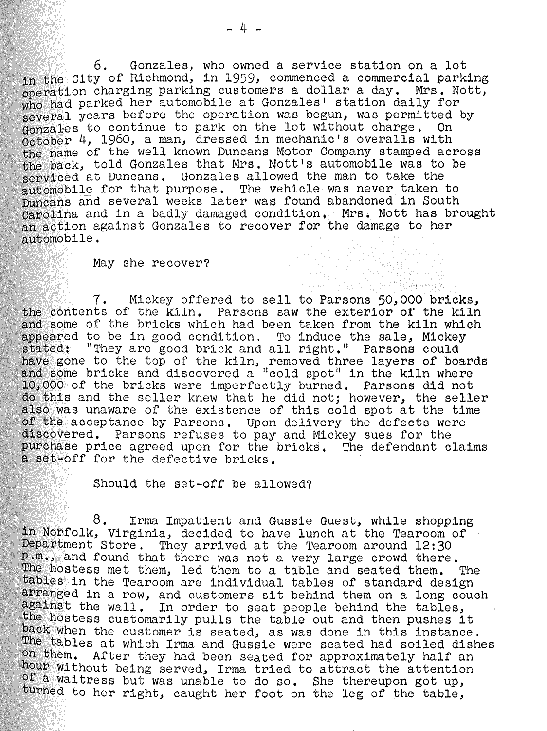6. Gonzales, who owned a service station on a lot in the City of Richmond, in 1959, commenced a commercial parking operation charging parking customers a dollar a day. Mrs. Nott, who had parked her automobile at Gonzales' station daily for several years before the operation was begun, was permitted by Gonzales to continue to park on the lot without charge. On October 4, 1960, a man, dressed in mechanic's overalls with the name of the well known Duncans Motor Company stamped across the back, told Gonzales that Mrs. Nott's automobile was to be serviced at Duncans. Gonzales allowed the man to take the automobile for that purpose. The vehicle was never taken to Duncans and several weeks later was found abandoned in South Carolina and in a badly damaged condition. Mrs. Nott has brought an action against Gonzales to recover for the damage to her automobile.

May she recover?

7. Mickey offered to sell to Parsons 50,000 bricks, the contents of the kiln. Parsons saw the exterior of the kiln and some of the bricks which had been taken from the kiln which appeared to be in good condition. To induce the sale, Mickey stated: "They are good brick and all right." Parsons could have gone to the top of the kiln, removed three layers of boards and some bricks and discovered a "cold spot" in the kiln where 10,000 of the bricks were imperfectly burned. Parsons did not do this and the seller knew that he did not; however, the seller also was unaware of the existence of this cold spot at the time of the acceptance by Parsons. Upon delivery the defects were discovered. Parsons refuses to pay and Mickey sues for the purchase price agreed upon for the bricks. The defendant claims a set-off for the defective bricks.

Should the set-off be allowed?

8. Irma Impatient and Gussie Guest, while shopping in Norfolk, Virginia, decided to have lunch at the Tearoom of Department Store. They arrived at the Tearoom around 12:30 p.m., and found that there was not a very large crowd there. The hostess met them, led them to a table and seated them. The tables in the Tearoom are individual tables of standard design arranged in a row, and customers sit behind them on a long couch against the wall. In order to seat people behind the tables, the hostess customarily pulls the table out and then pushes it back when the customer is seated, as was done in this instance. The tables at which Irma and Gussie were seated had soiled dishes on them. After they had been seated for approximately half an hour without being served, Irma tried to attract the attention of a waitress but was unable to do so. She thereupon got up, turned to her right, caught her foot on the leg of the table,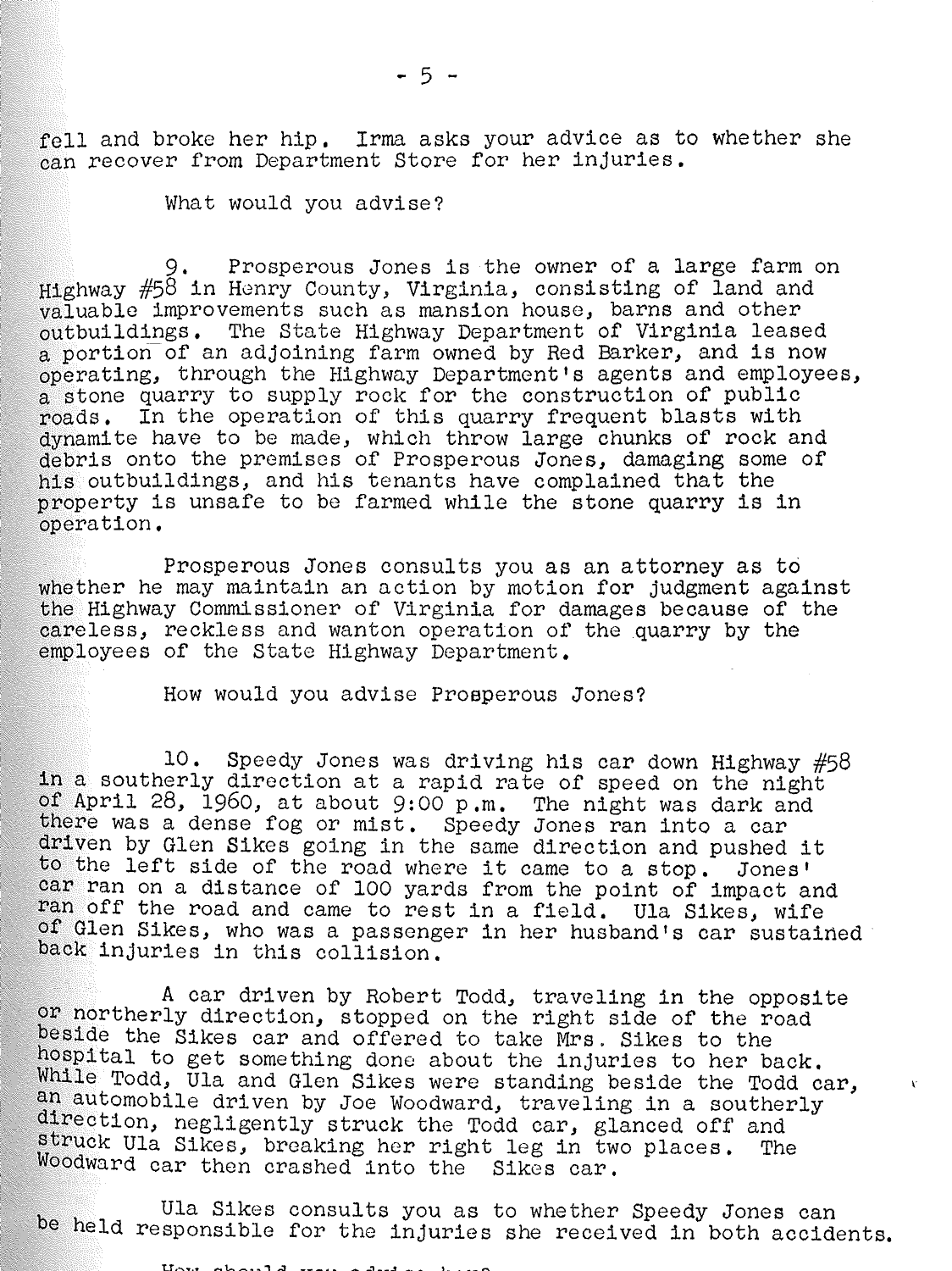fell and broke her hip. Irma asks your advice as to whether she can recover from Department Store for her injuries.

What would you advise?

9. Prosperous Jones is the owner of a large farm on Highway #58 in Henry County, Virginia, consisting of land and valuable improvements such as mansion house, barns and other outbuildings. The State Highway Department of Virginia leased a portion of an adjoining farm owned by Red Barker, and is now operating, through the Highway Department's agents and employees, a stone quarry to supply rock for the construction of public roads. In the operation of this quarry frequent blasts with dynamite have to be made, which throw large chunks of rock and debris onto the premises of Prosperous Jones, damaging some of his outbuildings, and his tenants have complained that the property is unsafe to be farmed while the stone quarry is in operation.

Prosperous Jones consults you as an attorney as to whether he may maintain an action by motion for judgment against the Highway Commissioner of Virginia for damages because of the careless, reckless and wanton operation of the quarry by the employees of the State Highway Department.

How would you advise Prosperous Jones?

10. Speedy Jones was driving his car down Highway #58 in a southerly direction at a rapid rate of speed on the night of April 28, 1960, at about 9:00 p.m. The night was dark and there was a dense fog or mist. Speedy Jones ran into a car driven by Glen Sikes going in the same direction and pushed it to the left side of the road where it came to a stop. Jones' car ran on a distance of 100 yards from the point of impact and ran off the road and came to rest in a field. Ula Sikes, wife of Glen Sikes, who was a passenger in her husband's car sustained back injuries in this collision.

A car driven by Robert Todd, traveling in the opposite or northerly direction, stopped on the right side of the road beside the Sikes car and offered to take Mrs. Sikes to the hospital to get something done about the injuries to her back. While Todd, Ula and Glen Sikes were standing beside the Todd car, an automobile driven by Joe Woodward, traveling in a southerly direction, negligently struck the Todd car, glanced off and struck Ula Sikes, breaking her right leg in two places. The Woodward car then crashed into the Sikes car.

Ula Sikes consults you as to whether Speedy Jones can be held responsible for the injuries she received in both accidents.

How should you advise her?